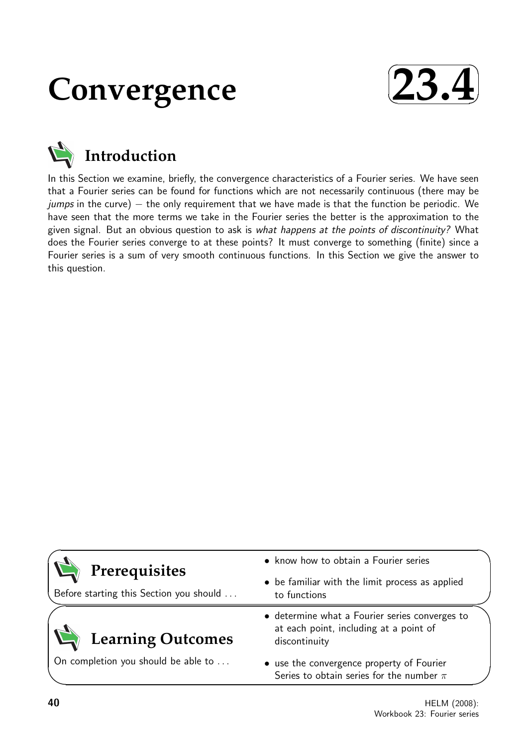# Convergence

**23.4**

## Introduction

In this Section we examine, briefly, the convergence characteristics of a Fourier series. We have seen that a Fourier series can be found for functions which are not necessarily continuous (there may be *jumps* in the curve) − the only requirement that we have made is that the function be periodic. We have seen that the more terms we take in the Fourier series the better is the approximation to the given signal. But an obvious question to ask is *what happens at the points of discontinuity?* What does the Fourier series converge to at these points? It must converge to something (finite) since a Fourier series is a sum of very smooth continuous functions. In this Section we give the answer to this question.

## Prerequisites

Before starting this Section you should ...

- know how to obtain a Fourier series
- be familiar with the limit process as applied to functions

## Learning Outcomes

On completion you should be able to ...

- determine what a Fourier series converges to at each point, including at a point of discontinuity
- use the convergence property of Fourier Series to obtain series for the number $\pi$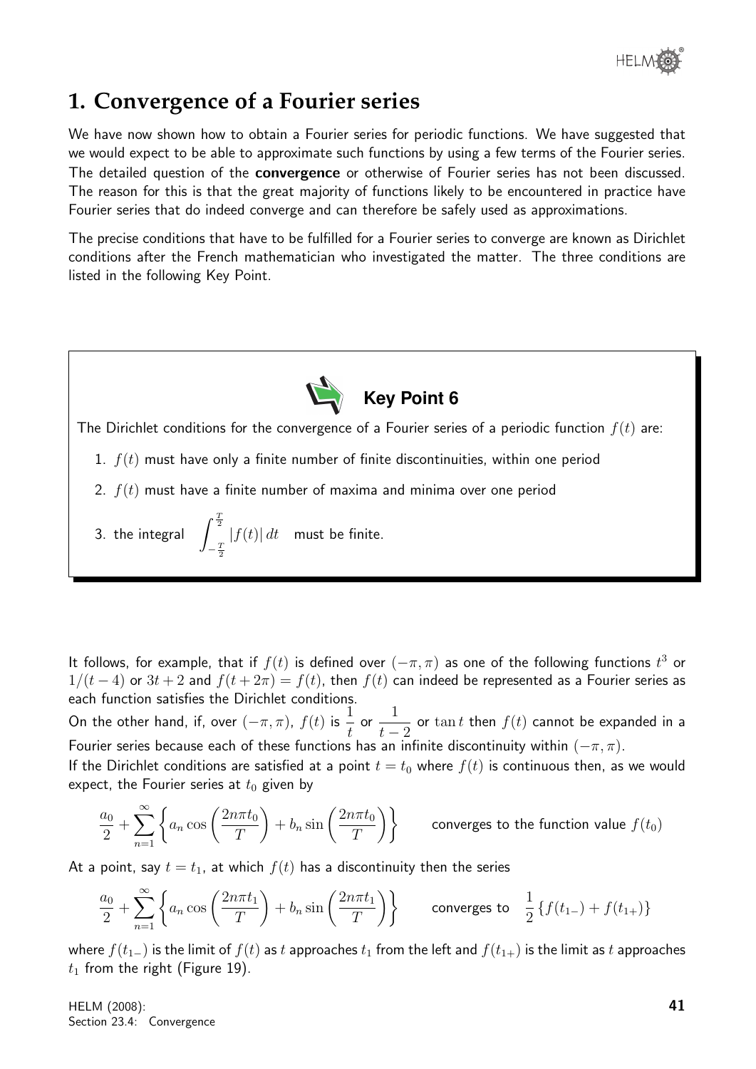## 1. Convergence of a Fourier series

We have now shown how to obtain a Fourier series for periodic functions. We have suggested that we would expect to be able to approximate such functions by using a few terms of the Fourier series. The detailed question of the **convergence** or otherwise of Fourier series has not been discussed. The reason for this is that the great majority of functions likely to be encountered in practice have Fourier series that do indeed converge and can therefore be safely used as approximations.

The precise conditions that have to be fulfilled for a Fourier series to converge are known as Dirichlet conditions after the French mathematician who investigated the matter. The three conditions are listed in the following Key Point.

**Key Point 6**

The Dirichlet conditions for the convergence of a Fourier series of a periodic function $f(t)$ are:

1. $f(t)$ must have only a finite number of finite discontinuities, within one period
2. $f(t)$ must have a finite number of maxima and minima over one period
3. the integral $\displaystyle\int_{-\frac{T}{2}}^{\frac{T}{2}} |f(t)|\, dt$ must be finite.

It follows, for example, that if $f(t)$ is defined over $(-\pi, \pi)$ as one of the following functions $t^3$ or $1/(t-4)$ or $3t+2$ and $f(t+2\pi) = f(t)$, then $f(t)$ can indeed be represented as a Fourier series as each function satisfies the Dirichlet conditions.

On the other hand, if, over $(-\pi, \pi)$, $f(t)$ is $\dfrac{1}{t}$ or $\dfrac{1}{t-2}$ or $\tan t$ then $f(t)$ cannot be expanded in a Fourier series because each of these functions has an infinite discontinuity within $(-\pi, \pi)$.

If the Dirichlet conditions are satisfied at a point $t = t_0$ where $f(t)$ is continuous then, as we would expect, the Fourier series at $t_0$ given by

$$\frac{a_0}{2} + \sum_{n=1}^{\infty} \left\{ a_n \cos\left(\frac{2n\pi t_0}{T}\right) + b_n \sin\left(\frac{2n\pi t_0}{T}\right) \right\} \qquad \text{converges to the function value } f(t_0)$$

At a point, say $t = t_1$, at which $f(t)$ has a discontinuity then the series

$$\frac{a_0}{2} + \sum_{n=1}^{\infty} \left\{ a_n \cos\left(\frac{2n\pi t_1}{T}\right) + b_n \sin\left(\frac{2n\pi t_1}{T}\right) \right\} \qquad \text{converges to} \quad \frac{1}{2}\left\{ f(t_{1-}) + f(t_{1+}) \right\}$$

where $f(t_{1-})$ is the limit of $f(t)$ as $t$ approaches $t_1$ from the left and $f(t_{1+})$ is the limit as $t$ approaches $t_1$ from the right (Figure 19).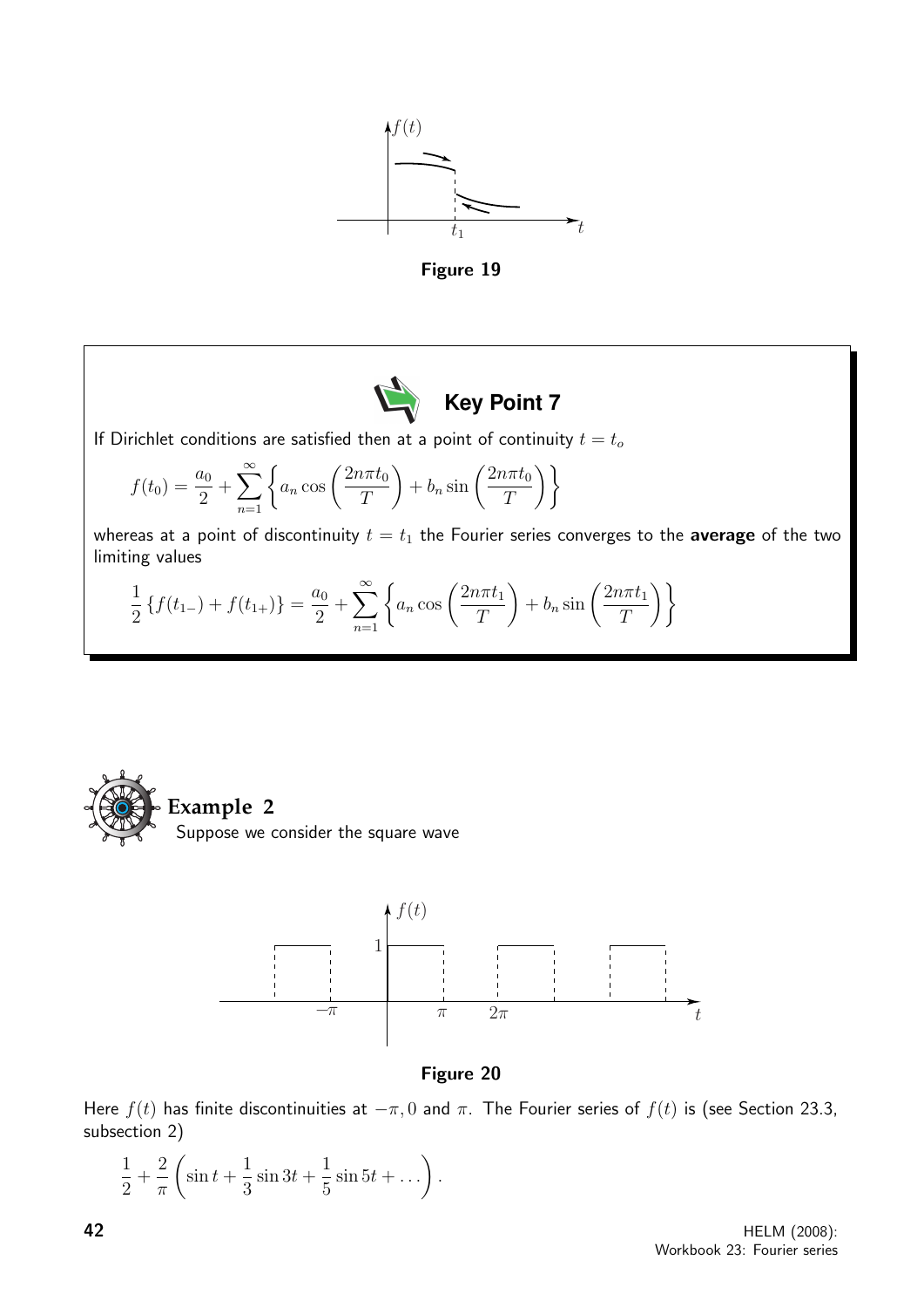$f(t)$

$t_1$

$t$

**Figure 19**

### Key Point 7

If Dirichlet conditions are satisfied then at a point of continuity $t = t_o$

$$f(t_0) = \frac{a_0}{2} + \sum_{n=1}^{\infty} \left\{ a_n \cos\left(\frac{2n\pi t_0}{T}\right) + b_n \sin\left(\frac{2n\pi t_0}{T}\right) \right\}$$

whereas at a point of discontinuity $t = t_1$ the Fourier series converges to the **average** of the two limiting values

$$\frac{1}{2}\{f(t_{1-}) + f(t_{1+})\} = \frac{a_0}{2} + \sum_{n=1}^{\infty} \left\{ a_n \cos\left(\frac{2n\pi t_1}{T}\right) + b_n \sin\left(\frac{2n\pi t_1}{T}\right) \right\}$$

### Example 2

Suppose we consider the square wave

$f(t)$

1

$-\pi$

$\pi$

$2\pi$

$t$

**Figure 20**

Here $f(t)$ has finite discontinuities at $-\pi, 0$ and $\pi$. The Fourier series of $f(t)$ is (see Section 23.3, subsection 2)

$$\frac{1}{2} + \frac{2}{\pi}\left(\sin t + \frac{1}{3}\sin 3t + \frac{1}{5}\sin 5t + \dots\right).$$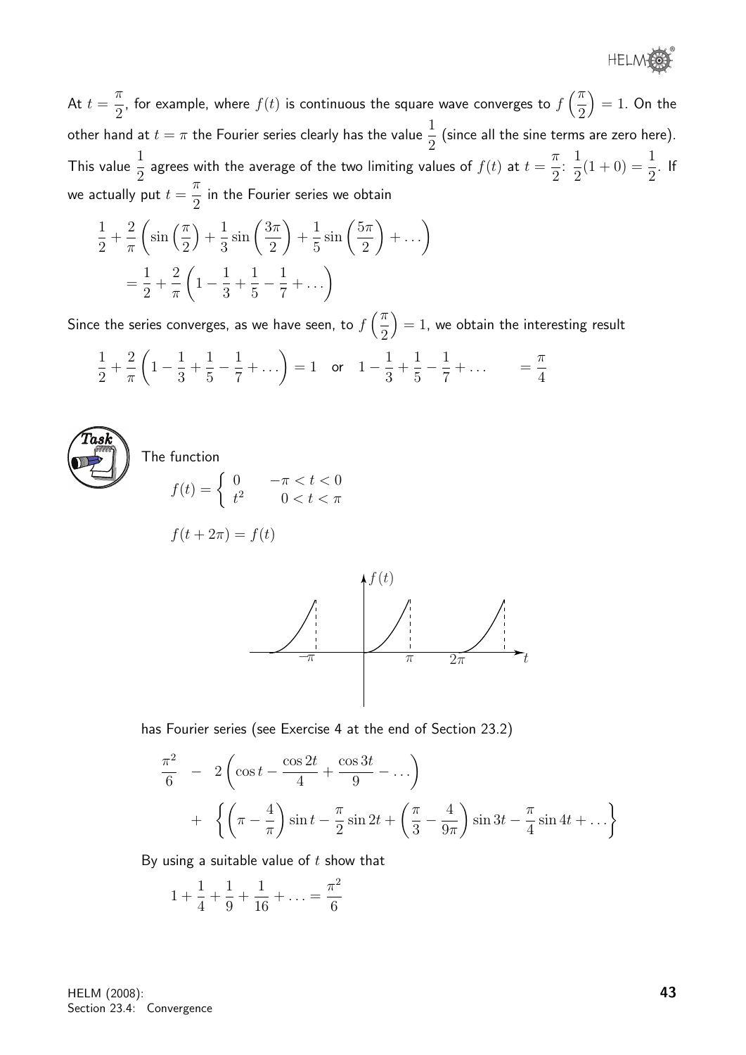At $t = \frac{\pi}{2}$, for example, where $f(t)$ is continuous the square wave converges to $f\left(\frac{\pi}{2}\right) = 1$. On the other hand at $t = \pi$ the Fourier series clearly has the value $\frac{1}{2}$ (since all the sine terms are zero here). This value $\frac{1}{2}$ agrees with the average of the two limiting values of $f(t)$ at $t = \frac{\pi}{2}$: $\frac{1}{2}(1+0) = \frac{1}{2}$. If we actually put $t = \frac{\pi}{2}$ in the Fourier series we obtain

$$\frac{1}{2} + \frac{2}{\pi}\left(\sin\left(\frac{\pi}{2}\right) + \frac{1}{3}\sin\left(\frac{3\pi}{2}\right) + \frac{1}{5}\sin\left(\frac{5\pi}{2}\right) + \ldots\right)$$
$$= \frac{1}{2} + \frac{2}{\pi}\left(1 - \frac{1}{3} + \frac{1}{5} - \frac{1}{7} + \ldots\right)$$

Since the series converges, as we have seen, to $f\left(\frac{\pi}{2}\right) = 1$, we obtain the interesting result

$$\frac{1}{2} + \frac{2}{\pi}\left(1 - \frac{1}{3} + \frac{1}{5} - \frac{1}{7} + \ldots\right) = 1 \quad \text{or} \quad 1 - \frac{1}{3} + \frac{1}{5} - \frac{1}{7} + \ldots \qquad = \frac{\pi}{4}$$

**Task**

The function

$$f(t) = \begin{cases} 0 & -\pi < t < 0 \\ t^2 & 0 < t < \pi \end{cases}$$

$$f(t + 2\pi) = f(t)$$

$f(t)$

$-\pi$ $\pi$ $2\pi$ $t$

has Fourier series (see Exercise 4 at the end of Section 23.2)

$$\frac{\pi^2}{6} \;-\; 2\left(\cos t - \frac{\cos 2t}{4} + \frac{\cos 3t}{9} - \ldots\right)$$
$$+ \;\left\{\left(\pi - \frac{4}{\pi}\right)\sin t - \frac{\pi}{2}\sin 2t + \left(\frac{\pi}{3} - \frac{4}{9\pi}\right)\sin 3t - \frac{\pi}{4}\sin 4t + \ldots\right\}$$

By using a suitable value of $t$ show that

$$1 + \frac{1}{4} + \frac{1}{9} + \frac{1}{16} + \ldots = \frac{\pi^2}{6}$$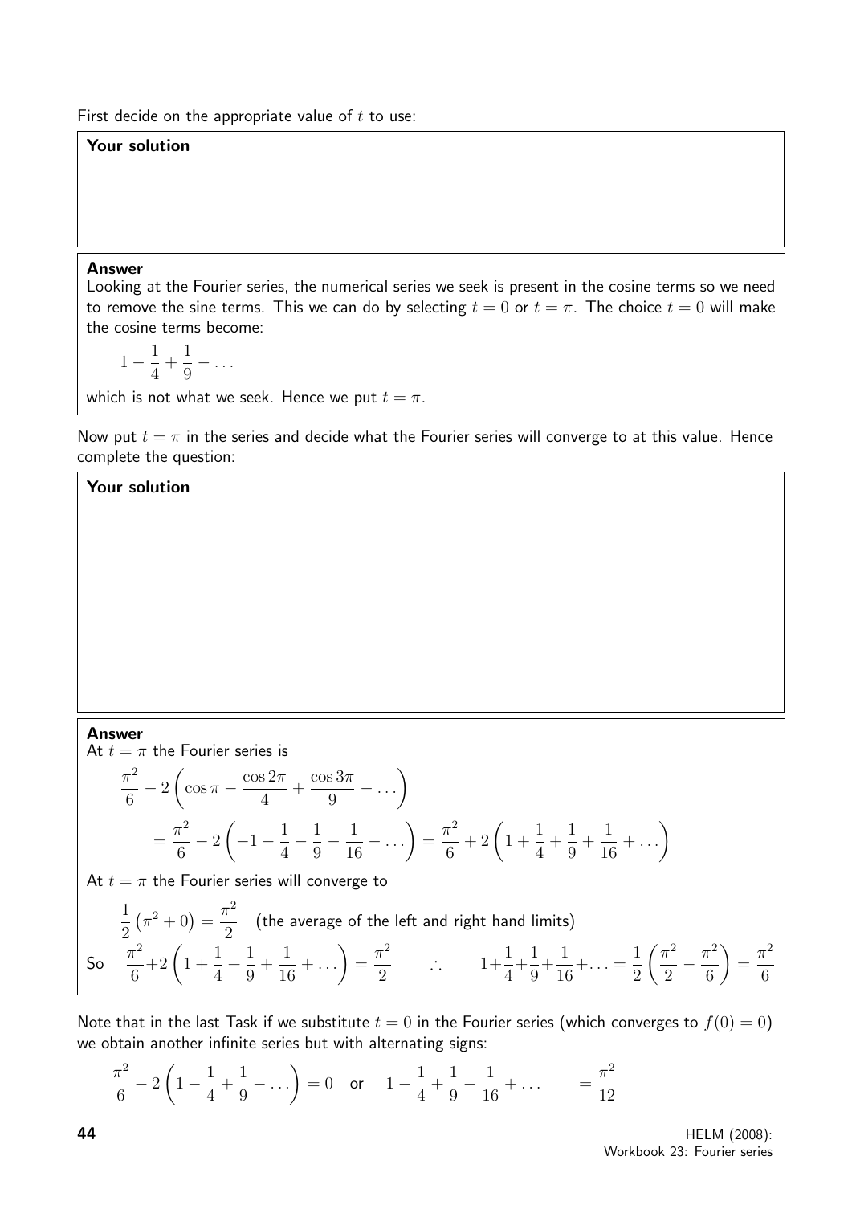First decide on the appropriate value of $t$ to use:

**Your solution**

**Answer**

Looking at the Fourier series, the numerical series we seek is present in the cosine terms so we need to remove the sine terms. This we can do by selecting $t = 0$ or $t = \pi$. The choice $t = 0$ will make the cosine terms become:

$$1 - \frac{1}{4} + \frac{1}{9} - \ldots$$

which is not what we seek. Hence we put $t = \pi$.

Now put $t = \pi$ in the series and decide what the Fourier series will converge to at this value. Hence complete the question:

**Your solution**

**Answer**

At $t = \pi$ the Fourier series is

$$\frac{\pi^2}{6} - 2\left(\cos\pi - \frac{\cos 2\pi}{4} + \frac{\cos 3\pi}{9} - \ldots\right)$$

$$= \frac{\pi^2}{6} - 2\left(-1 - \frac{1}{4} - \frac{1}{9} - \frac{1}{16} - \ldots\right) = \frac{\pi^2}{6} + 2\left(1 + \frac{1}{4} + \frac{1}{9} + \frac{1}{16} + \ldots\right)$$

At $t = \pi$ the Fourier series will converge to

$$\frac{1}{2}\left(\pi^2 + 0\right) = \frac{\pi^2}{2} \quad \text{(the average of the left and right hand limits)}$$

So $\quad \dfrac{\pi^2}{6} + 2\left(1 + \dfrac{1}{4} + \dfrac{1}{9} + \dfrac{1}{16} + \ldots\right) = \dfrac{\pi^2}{2} \qquad \therefore \qquad 1 + \dfrac{1}{4} + \dfrac{1}{9} + \dfrac{1}{16} + \ldots = \dfrac{1}{2}\left(\dfrac{\pi^2}{2} - \dfrac{\pi^2}{6}\right) = \dfrac{\pi^2}{6}$

Note that in the last Task if we substitute $t = 0$ in the Fourier series (which converges to $f(0) = 0$) we obtain another infinite series but with alternating signs:

$$\frac{\pi^2}{6} - 2\left(1 - \frac{1}{4} + \frac{1}{9} - \ldots\right) = 0 \quad \text{or} \quad 1 - \frac{1}{4} + \frac{1}{9} - \frac{1}{16} + \ldots \qquad = \frac{\pi^2}{12}$$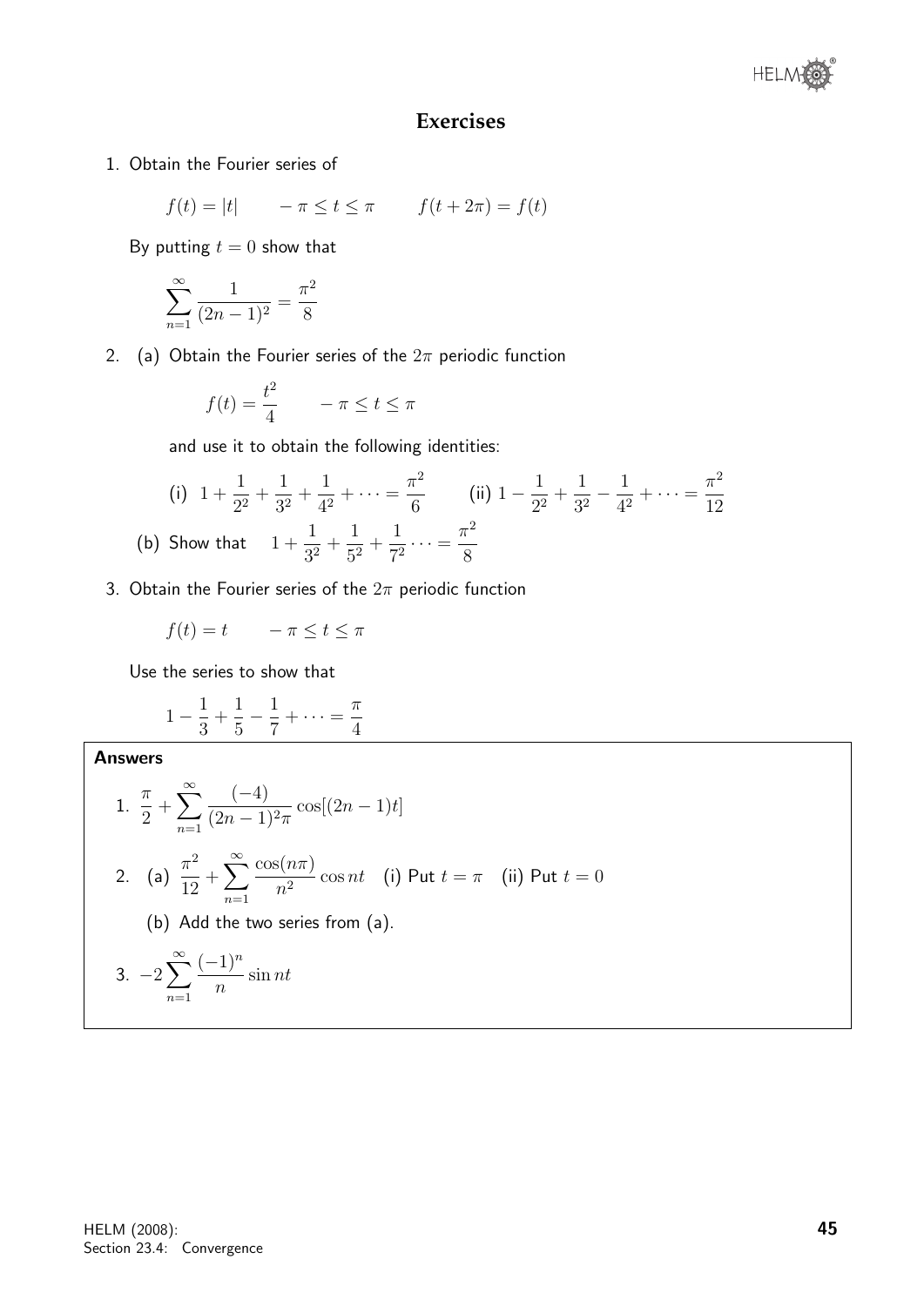## Exercises

1. Obtain the Fourier series of

$$f(t) = |t| \qquad -\pi \leq t \leq \pi \qquad f(t + 2\pi) = f(t)$$

By putting $t = 0$ show that

$$\sum_{n=1}^{\infty} \frac{1}{(2n-1)^2} = \frac{\pi^2}{8}$$

2. (a) Obtain the Fourier series of the $2\pi$ periodic function

$$f(t) = \frac{t^2}{4} \qquad -\pi \leq t \leq \pi$$

and use it to obtain the following identities:

(i) $1 + \frac{1}{2^2} + \frac{1}{3^2} + \frac{1}{4^2} + \cdots = \frac{\pi^2}{6}$ (ii) $1 - \frac{1}{2^2} + \frac{1}{3^2} - \frac{1}{4^2} + \cdots = \frac{\pi^2}{12}$

(b) Show that $1 + \frac{1}{3^2} + \frac{1}{5^2} + \frac{1}{7^2} \cdots = \frac{\pi^2}{8}$

3. Obtain the Fourier series of the $2\pi$ periodic function

$$f(t) = t \qquad -\pi \leq t \leq \pi$$

Use the series to show that

$$1 - \frac{1}{3} + \frac{1}{5} - \frac{1}{7} + \cdots = \frac{\pi}{4}$$

**Answers**

1. $\frac{\pi}{2} + \sum_{n=1}^{\infty} \frac{(-4)}{(2n-1)^2\pi} \cos[(2n-1)t]$

2. (a) $\frac{\pi^2}{12} + \sum_{n=1}^{\infty} \frac{\cos(n\pi)}{n^2} \cos nt$ (i) Put $t = \pi$ (ii) Put $t = 0$

   (b) Add the two series from (a).

3. $-2\sum_{n=1}^{\infty} \frac{(-1)^n}{n} \sin nt$